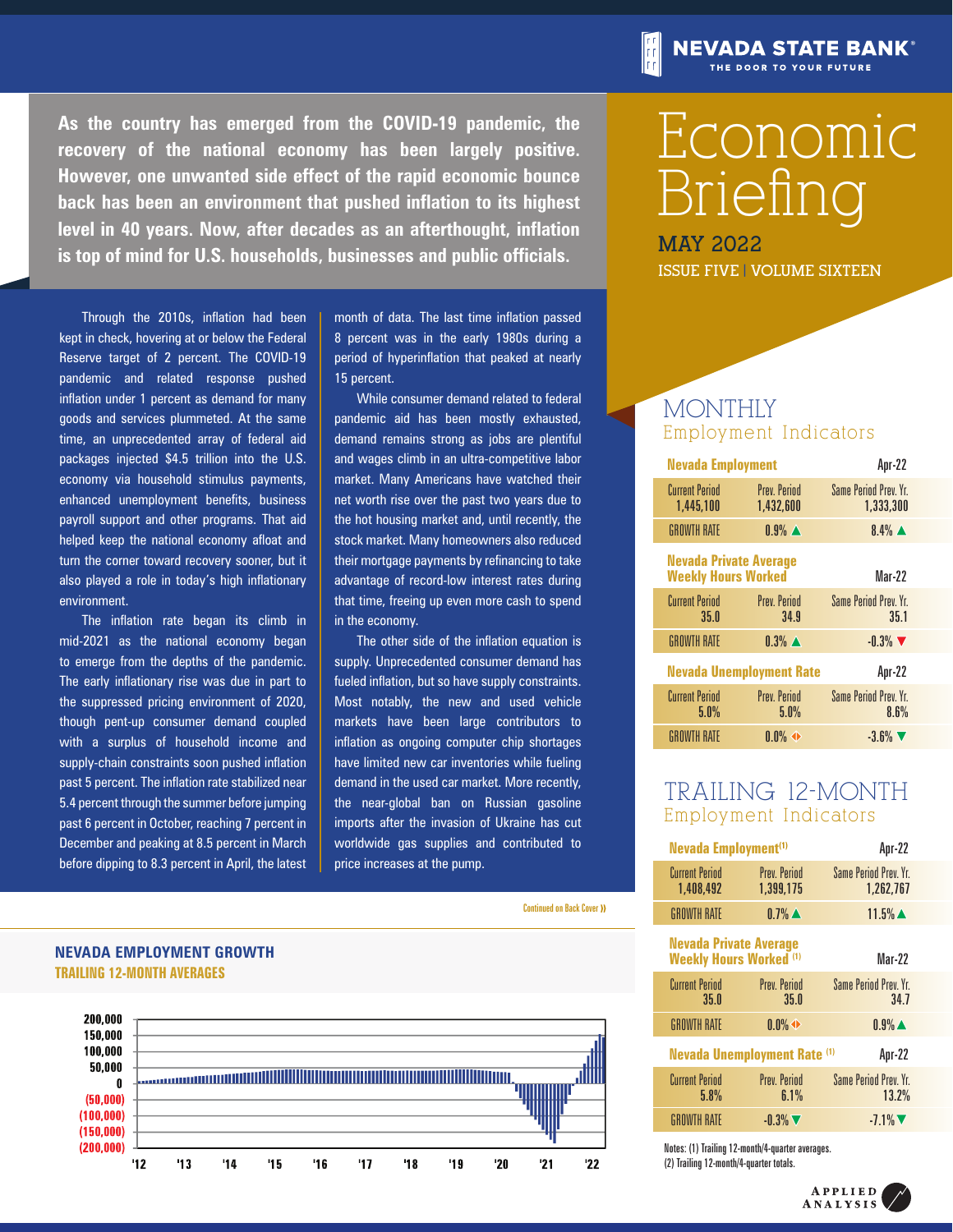NEVADA STATE BANK
THE DOOR TO YOUR FUTURE

# Economic Briefing

MAY 2022
ISSUE FIVE | VOLUME SIXTEEN

**As the country has emerged from the COVID-19 pandemic, the recovery of the national economy has been largely positive. However, one unwanted side effect of the rapid economic bounce back has been an environment that pushed inflation to its highest level in 40 years. Now, after decades as an afterthought, inflation is top of mind for U.S. households, businesses and public officials.**

Through the 2010s, inflation had been kept in check, hovering at or below the Federal Reserve target of 2 percent. The COVID-19 pandemic and related response pushed inflation under 1 percent as demand for many goods and services plummeted. At the same time, an unprecedented array of federal aid packages injected $4.5 trillion into the U.S. economy via household stimulus payments, enhanced unemployment benefits, business payroll support and other programs. That aid helped keep the national economy afloat and turn the corner toward recovery sooner, but it also played a role in today's high inflationary environment.

The inflation rate began its climb in mid-2021 as the national economy began to emerge from the depths of the pandemic. The early inflationary rise was due in part to the suppressed pricing environment of 2020, though pent-up consumer demand coupled with a surplus of household income and supply-chain constraints soon pushed inflation past 5 percent. The inflation rate stabilized near 5.4 percent through the summer before jumping past 6 percent in October, reaching 7 percent in December and peaking at 8.5 percent in March before dipping to 8.3 percent in April, the latest month of data. The last time inflation passed 8 percent was in the early 1980s during a period of hyperinflation that peaked at nearly 15 percent.

While consumer demand related to federal pandemic aid has been mostly exhausted, demand remains strong as jobs are plentiful and wages climb in an ultra-competitive labor market. Many Americans have watched their net worth rise over the past two years due to the hot housing market and, until recently, the stock market. Many homeowners also reduced their mortgage payments by refinancing to take advantage of record-low interest rates during that time, freeing up even more cash to spend in the economy.

The other side of the inflation equation is supply. Unprecedented consumer demand has fueled inflation, but so have supply constraints. Most notably, the new and used vehicle markets have been large contributors to inflation as ongoing computer chip shortages have limited new car inventories while fueling demand in the used car market. More recently, the near-global ban on Russian gasoline imports after the invasion of Ukraine has cut worldwide gas supplies and contributed to price increases at the pump.

Continued on Back Cover »

## MONTHLY Employment Indicators

| Nevada Employment | | Apr-22 |
|---|---|---|
| Current Period | Prev. Period | Same Period Prev. Yr. |
| 1,445,100 | 1,432,600 | 1,333,300 |
| GROWTH RATE | 0.9% ▲ | 8.4% ▲ |

| Nevada Private Average Weekly Hours Worked | | Mar-22 |
|---|---|---|
| Current Period | Prev. Period | Same Period Prev. Yr. |
| 35.0 | 34.9 | 35.1 |
| GROWTH RATE | 0.3% ▲ | -0.3% ▼ |

| Nevada Unemployment Rate | | Apr-22 |
|---|---|---|
| Current Period | Prev. Period | Same Period Prev. Yr. |
| 5.0% | 5.0% | 8.6% |
| GROWTH RATE | 0.0% ◆ | -3.6% ▼ |

## TRAILING 12-MONTH Employment Indicators

| Nevada Employment (1) | | Apr-22 |
|---|---|---|
| Current Period | Prev. Period | Same Period Prev. Yr. |
| 1,408,492 | 1,399,175 | 1,262,767 |
| GROWTH RATE | 0.7% ▲ | 11.5% ▲ |

| Nevada Private Average Weekly Hours Worked (1) | | Mar-22 |
|---|---|---|
| Current Period | Prev. Period | Same Period Prev. Yr. |
| 35.0 | 35.0 | 34.7 |
| GROWTH RATE | 0.0% ◆ | 0.9% ▲ |

| Nevada Unemployment Rate (1) | | Apr-22 |
|---|---|---|
| Current Period | Prev. Period | Same Period Prev. Yr. |
| 5.8% | 6.1% | 13.2% |
| GROWTH RATE | -0.3% ▼ | -7.1% ▼ |

Notes: (1) Trailing 12-month/4-quarter averages.
(2) Trailing 12-month/4-quarter totals.

## NEVADA EMPLOYMENT GROWTH
### TRAILING 12-MONTH AVERAGES

(Chart: y-axis from (200,000) to 200,000; x-axis '12 through '22)

APPLIED ANALYSIS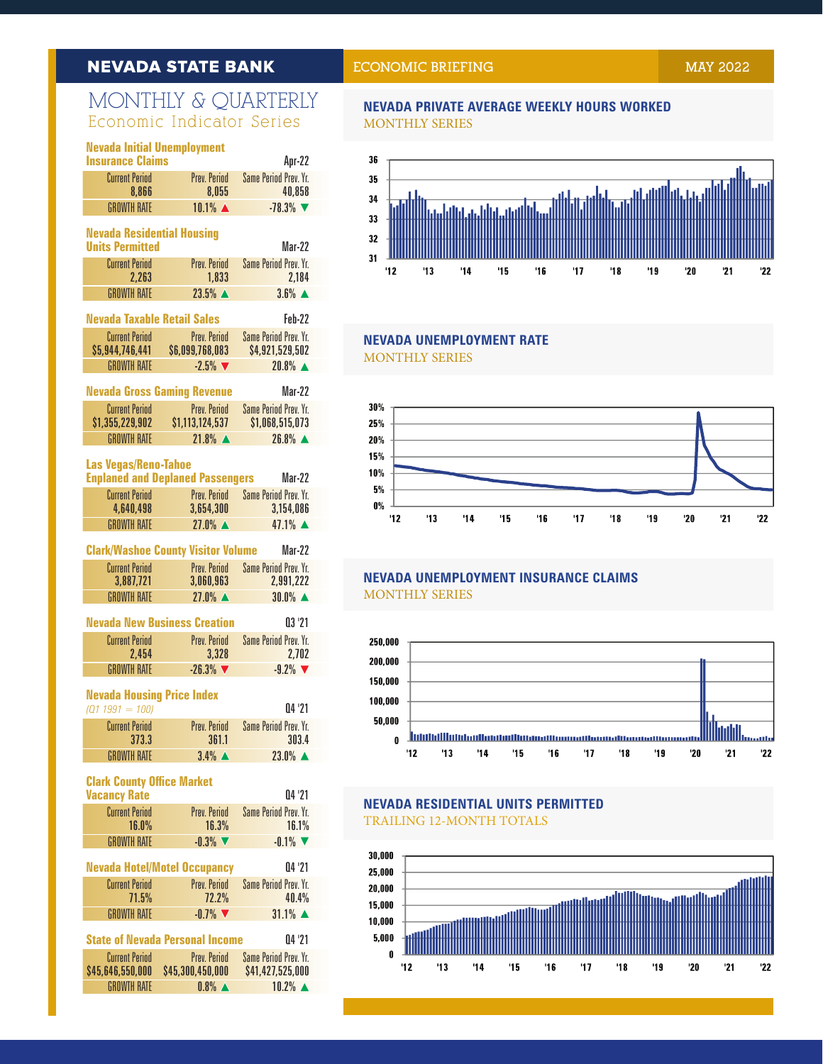## NEVADA STATE BANK

ECONOMIC BRIEFING — MAY 2022

# MONTHLY & QUARTERLY
Economic Indicator Series

### Nevada Initial Unemployment Insurance Claims — Apr-22

| | Current Period | Prev. Period | Same Period Prev. Yr. |
|---|---|---|---|
| | 8,866 | 8,055 | 40,858 |
| GROWTH RATE | | 10.1% ▲ | -78.3% ▼ |

### Nevada Residential Housing Units Permitted — Mar-22

| | Current Period | Prev. Period | Same Period Prev. Yr. |
|---|---|---|---|
| | 2,263 | 1,833 | 2,184 |
| GROWTH RATE | | 23.5% ▲ | 3.6% ▲ |

### Nevada Taxable Retail Sales — Feb-22

| | Current Period | Prev. Period | Same Period Prev. Yr. |
|---|---|---|---|
| | $5,944,746,441 | $6,099,768,083 | $4,921,529,502 |
| GROWTH RATE | | -2.5% ▼ | 20.8% ▲ |

### Nevada Gross Gaming Revenue — Mar-22

| | Current Period | Prev. Period | Same Period Prev. Yr. |
|---|---|---|---|
| | $1,355,229,902 | $1,113,124,537 | $1,068,515,073 |
| GROWTH RATE | | 21.8% ▲ | 26.8% ▲ |

### Las Vegas/Reno-Tahoe Enplaned and Deplaned Passengers — Mar-22

| | Current Period | Prev. Period | Same Period Prev. Yr. |
|---|---|---|---|
| | 4,640,498 | 3,654,300 | 3,154,086 |
| GROWTH RATE | | 27.0% ▲ | 47.1% ▲ |

### Clark/Washoe County Visitor Volume — Mar-22

| | Current Period | Prev. Period | Same Period Prev. Yr. |
|---|---|---|---|
| | 3,887,721 | 3,060,963 | 2,991,222 |
| GROWTH RATE | | 27.0% ▲ | 30.0% ▲ |

### Nevada New Business Creation — Q3 '21

| | Current Period | Prev. Period | Same Period Prev. Yr. |
|---|---|---|---|
| | 2,454 | 3,328 | 2,702 |
| GROWTH RATE | | -26.3% ▼ | -9.2% ▼ |

### Nevada Housing Price Index — Q4 '21
*(Q1 1991 = 100)*

| | Current Period | Prev. Period | Same Period Prev. Yr. |
|---|---|---|---|
| | 373.3 | 361.1 | 303.4 |
| GROWTH RATE | | 3.4% ▲ | 23.0% ▲ |

### Clark County Office Market Vacancy Rate — Q4 '21

| | Current Period | Prev. Period | Same Period Prev. Yr. |
|---|---|---|---|
| | 16.0% | 16.3% | 16.1% |
| GROWTH RATE | | -0.3% ▼ | -0.1% ▼ |

### Nevada Hotel/Motel Occupancy — Q4 '21

| | Current Period | Prev. Period | Same Period Prev. Yr. |
|---|---|---|---|
| | 71.5% | 72.2% | 40.4% |
| GROWTH RATE | | -0.7% ▼ | 31.1% ▲ |

### State of Nevada Personal Income — Q4 '21

| | Current Period | Prev. Period | Same Period Prev. Yr. |
|---|---|---|---|
| | $45,646,550,000 | $45,300,450,000 | $41,427,525,000 |
| GROWTH RATE | | 0.8% ▲ | 10.2% ▲ |

### NEVADA PRIVATE AVERAGE WEEKLY HOURS WORKED
MONTHLY SERIES

### NEVADA UNEMPLOYMENT RATE
MONTHLY SERIES

### NEVADA UNEMPLOYMENT INSURANCE CLAIMS
MONTHLY SERIES

### NEVADA RESIDENTIAL UNITS PERMITTED
TRAILING 12-MONTH TOTALS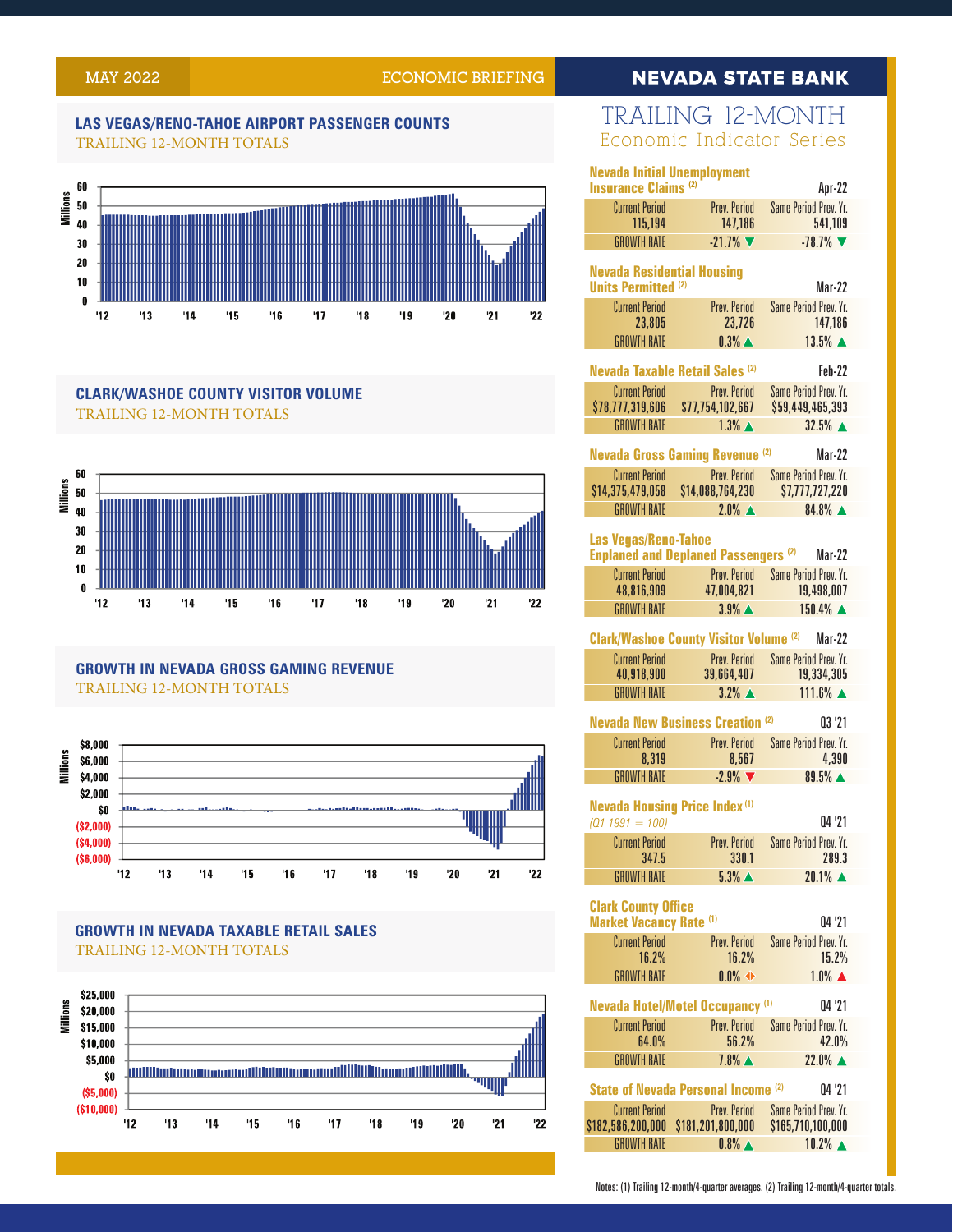MAY 2022 ECONOMIC BRIEFING

## NEVADA STATE BANK

### LAS VEGAS/RENO-TAHOE AIRPORT PASSENGER COUNTS

TRAILING 12-MONTH TOTALS

### CLARK/WASHOE COUNTY VISITOR VOLUME

TRAILING 12-MONTH TOTALS

### GROWTH IN NEVADA GROSS GAMING REVENUE

TRAILING 12-MONTH TOTALS

### GROWTH IN NEVADA TAXABLE RETAIL SALES

TRAILING 12-MONTH TOTALS

## TRAILING 12-MONTH

### Economic Indicator Series

**Nevada Initial Unemployment Insurance Claims (2)** — Apr-22

| Current Period | Prev. Period | Same Period Prev. Yr. |
|---|---|---|
| 115,194 | 147,186 | 541,109 |
| GROWTH RATE | -21.7% ▼ | -78.7% ▼ |

**Nevada Residential Housing Units Permitted (2)** — Mar-22

| Current Period | Prev. Period | Same Period Prev. Yr. |
|---|---|---|
| 23,805 | 23,726 | 147,186 |
| GROWTH RATE | 0.3% ▲ | 13.5% ▲ |

**Nevada Taxable Retail Sales (2)** — Feb-22

| Current Period | Prev. Period | Same Period Prev. Yr. |
|---|---|---|
| $78,777,319,606 | $77,754,102,667 | $59,449,465,393 |
| GROWTH RATE | 1.3% ▲ | 32.5% ▲ |

**Nevada Gross Gaming Revenue (2)** — Mar-22

| Current Period | Prev. Period | Same Period Prev. Yr. |
|---|---|---|
| $14,375,479,058 | $14,088,764,230 | $7,777,727,220 |
| GROWTH RATE | 2.0% ▲ | 84.8% ▲ |

**Las Vegas/Reno-Tahoe Enplaned and Deplaned Passengers (2)** — Mar-22

| Current Period | Prev. Period | Same Period Prev. Yr. |
|---|---|---|
| 48,816,909 | 47,004,821 | 19,498,007 |
| GROWTH RATE | 3.9% ▲ | 150.4% ▲ |

**Clark/Washoe County Visitor Volume (2)** — Mar-22

| Current Period | Prev. Period | Same Period Prev. Yr. |
|---|---|---|
| 40,918,900 | 39,664,407 | 19,334,305 |
| GROWTH RATE | 3.2% ▲ | 111.6% ▲ |

**Nevada New Business Creation (2)** — Q3 '21

| Current Period | Prev. Period | Same Period Prev. Yr. |
|---|---|---|
| 8,319 | 8,567 | 4,390 |
| GROWTH RATE | -2.9% ▼ | 89.5% ▲ |

**Nevada Housing Price Index (1)** — Q4 '21
*(Q1 1991 = 100)*

| Current Period | Prev. Period | Same Period Prev. Yr. |
|---|---|---|
| 347.5 | 330.1 | 289.3 |
| GROWTH RATE | 5.3% ▲ | 20.1% ▲ |

**Clark County Office Market Vacancy Rate (1)** — Q4 '21

| Current Period | Prev. Period | Same Period Prev. Yr. |
|---|---|---|
| 16.2% | 16.2% | 15.2% |
| GROWTH RATE | 0.0% ◆ | 1.0% ▲ |

**Nevada Hotel/Motel Occupancy (1)** — Q4 '21

| Current Period | Prev. Period | Same Period Prev. Yr. |
|---|---|---|
| 64.0% | 56.2% | 42.0% |
| GROWTH RATE | 7.8% ▲ | 22.0% ▲ |

**State of Nevada Personal Income (2)** — Q4 '21

| Current Period | Prev. Period | Same Period Prev. Yr. |
|---|---|---|
| $182,586,200,000 | $181,201,800,000 | $165,710,100,000 |
| GROWTH RATE | 0.8% ▲ | 10.2% ▲ |

Notes: (1) Trailing 12-month/4-quarter averages. (2) Trailing 12-month/4-quarter totals.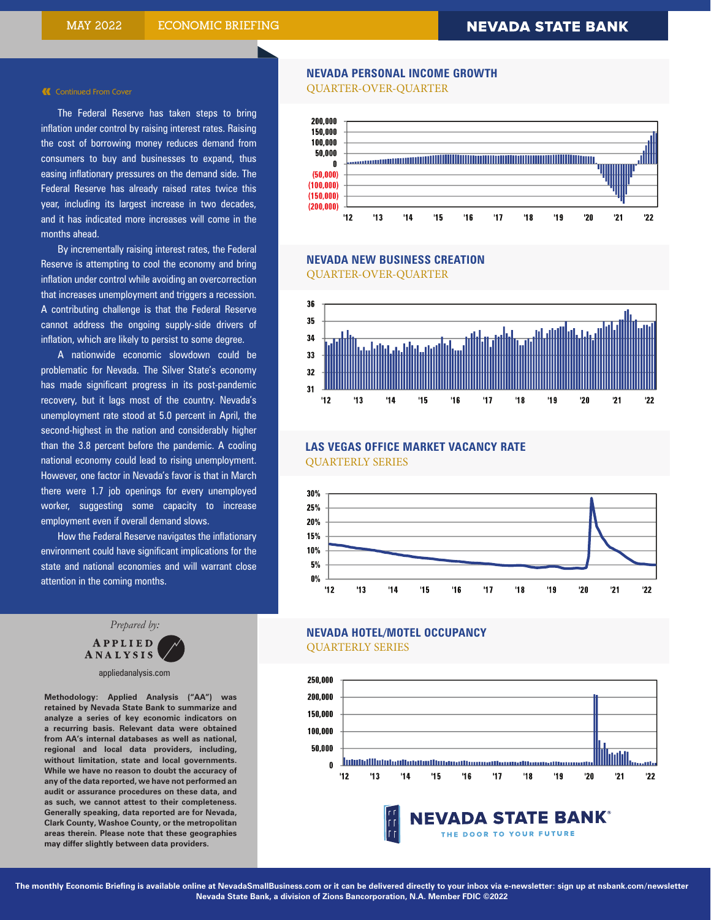Continued From Cover

The Federal Reserve has taken steps to bring inflation under control by raising interest rates. Raising the cost of borrowing money reduces demand from consumers to buy and businesses to expand, thus easing inflationary pressures on the demand side. The Federal Reserve has already raised rates twice this year, including its largest increase in two decades, and it has indicated more increases will come in the months ahead.

By incrementally raising interest rates, the Federal Reserve is attempting to cool the economy and bring inflation under control while avoiding an overcorrection that increases unemployment and triggers a recession. A contributing challenge is that the Federal Reserve cannot address the ongoing supply-side drivers of inflation, which are likely to persist to some degree.

A nationwide economic slowdown could be problematic for Nevada. The Silver State's economy has made significant progress in its post-pandemic recovery, but it lags most of the country. Nevada's unemployment rate stood at 5.0 percent in April, the second-highest in the nation and considerably higher than the 3.8 percent before the pandemic. A cooling national economy could lead to rising unemployment. However, one factor in Nevada's favor is that in March there were 1.7 job openings for every unemployed worker, suggesting some capacity to increase employment even if overall demand slows.

How the Federal Reserve navigates the inflationary environment could have significant implications for the state and national economies and will warrant close attention in the coming months.

## NEVADA PERSONAL INCOME GROWTH
QUARTER-OVER-QUARTER

200,000
150,000
100,000
50,000
0
(50,000)
(100,000)
(150,000)
(200,000)
'12 '13 '14 '15 '16 '17 '18 '19 '20 '21 '22

## NEVADA NEW BUSINESS CREATION
QUARTER-OVER-QUARTER

36
35
34
33
32
31
'12 '13 '14 '15 '16 '17 '18 '19 '20 '21 '22

## LAS VEGAS OFFICE MARKET VACANCY RATE
QUARTERLY SERIES

30%
25%
20%
15%
10%
5%
0%
'12 '13 '14 '15 '16 '17 '18 '19 '20 '21 '22

## NEVADA HOTEL/MOTEL OCCUPANCY
QUARTERLY SERIES

250,000
200,000
150,000
100,000
50,000
0
'12 '13 '14 '15 '16 '17 '18 '19 '20 '21 '22

*Prepared by:*

APPLIED ANALYSIS

appliedanalysis.com

**Methodology: Applied Analysis ("AA") was retained by Nevada State Bank to summarize and analyze a series of key economic indicators on a recurring basis. Relevant data were obtained from AA's internal databases as well as national, regional and local data providers, including, without limitation, state and local governments. While we have no reason to doubt the accuracy of any of the data reported, we have not performed an audit or assurance procedures on these data, and as such, we cannot attest to their completeness. Generally speaking, data reported are for Nevada, Clark County, Washoe County, or the metropolitan areas therein. Please note that these geographies may differ slightly between data providers.**

NEVADA STATE BANK®
THE DOOR TO YOUR FUTURE

**The monthly Economic Briefing is available online at NevadaSmallBusiness.com or it can be delivered directly to your inbox via e-newsletter: sign up at nsbank.com/newsletter**
**Nevada State Bank, a division of Zions Bancorporation, N.A. Member FDIC ©2022**